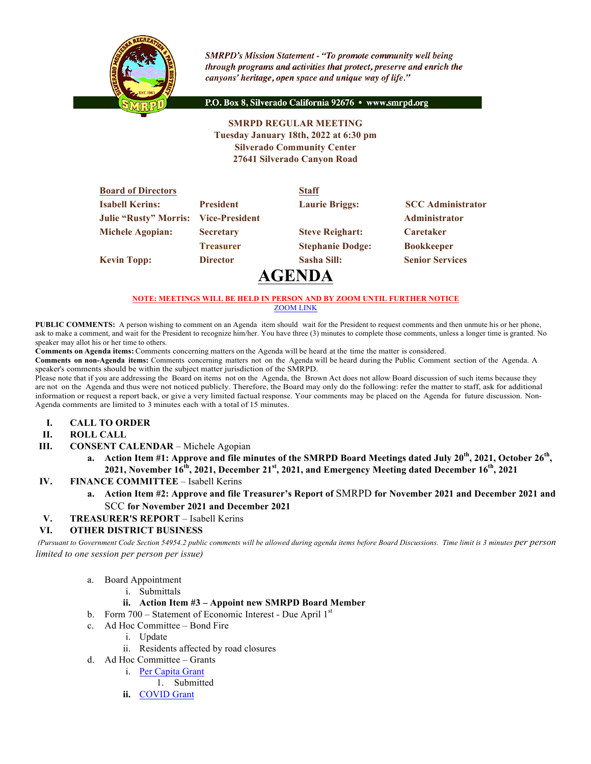*SMRPD's Mission Statement - "To promote community well being through programs and activities that protect, preserve and enrich the canyons' heritage, open space and unique way of life."*

P.O. Box 8, Silverado California 92676 • www.smrpd.org

**SMRPD REGULAR MEETING**
**Tuesday January 18th, 2022 at 6:30 pm**
**Silverado Community Center**
**27641 Silverado Canyon Road**

| Board of Directors | | Staff | |
|---|---|---|---|
| Isabell Kerins: | President | Laurie Briggs: | SCC Administrator |
| Julie "Rusty" Morris: | Vice-President | | Administrator |
| Michele Agopian: | Secretary | Steve Reighart: | Caretaker |
| | Treasurer | Stephanie Dodge: | Bookkeeper |
| Kevin Topp: | Director | Sasha Sill: | Senior Services |

# AGENDA

**NOTE: MEETINGS WILL BE HELD IN PERSON AND BY ZOOM UNTIL FURTHER NOTICE**
ZOOM LINK

**PUBLIC COMMENTS:** A person wishing to comment on an Agenda item should wait for the President to request comments and then unmute his or her phone, ask to make a comment, and wait for the President to recognize him/her. You have three (3) minutes to complete those comments, unless a longer time is granted. No speaker may allot his or her time to others.
**Comments on Agenda items:** Comments concerning matters on the Agenda will be heard at the time the matter is considered.
**Comments on non-Agenda items:** Comments concerning matters not on the Agenda will be heard during the Public Comment section of the Agenda. A speaker's comments should be within the subject matter jurisdiction of the SMRPD.
Please note that if you are addressing the Board on items not on the Agenda, the Brown Act does not allow Board discussion of such items because they are not on the Agenda and thus were not noticed publicly. Therefore, the Board may only do the following: refer the matter to staff, ask for additional information or request a report back, or give a very limited factual response. Your comments may be placed on the Agenda for future discussion. Non-Agenda comments are limited to 3 minutes each with a total of 15 minutes.

I. **CALL TO ORDER**
II. **ROLL CALL**
III. **CONSENT CALENDAR** – Michele Agopian
   a. **Action Item #1: Approve and file minutes of the SMRPD Board Meetings dated July 20th, 2021, October 26th, 2021, November 16th, 2021, December 21st, 2021, and Emergency Meeting dated December 16th, 2021**
IV. **FINANCE COMMITTEE** – Isabell Kerins
   a. **Action Item #2: Approve and file Treasurer's Report of** SMRPD **for November 2021 and December 2021 and** SCC **for November 2021 and December 2021**
V. **TREASURER'S REPORT** – Isabell Kerins
VI. **OTHER DISTRICT BUSINESS**

*(Pursuant to Government Code Section 54954.2 public comments will be allowed during agenda items before Board Discussions. Time limit is 3 minutes per person limited to one session per person per issue)*

   a. Board Appointment
      i. Submittals
      ii. **Action Item #3 – Appoint new SMRPD Board Member**
   b. Form 700 – Statement of Economic Interest - Due April 1st
   c. Ad Hoc Committee – Bond Fire
      i. Update
      ii. Residents affected by road closures
   d. Ad Hoc Committee – Grants
      i. Per Capita Grant
         1. Submitted
      ii. COVID Grant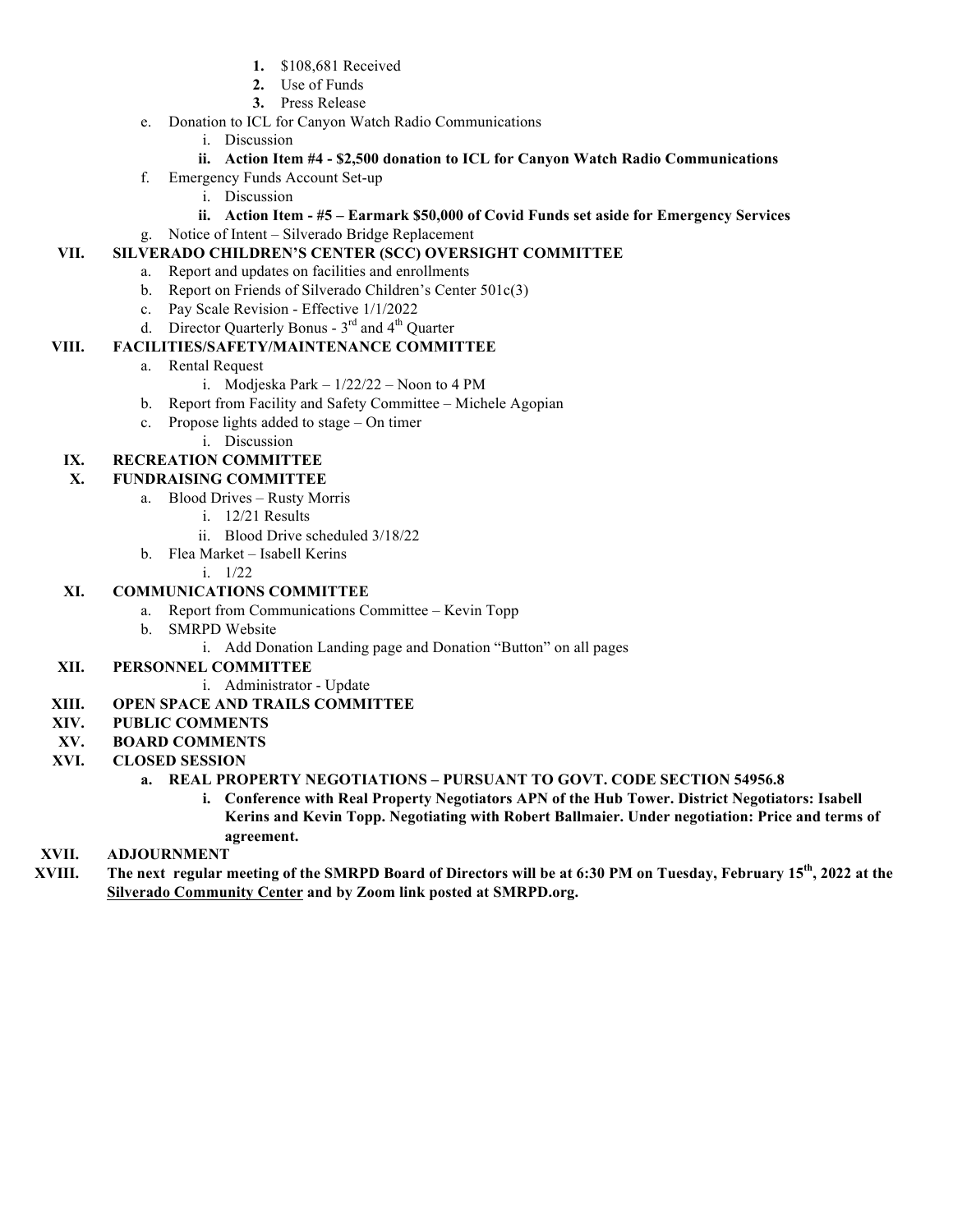1. $108,681 Received
2. Use of Funds
3. Press Release

e. Donation to ICL for Canyon Watch Radio Communications
   - i. Discussion
   - **ii. Action Item #4 - $2,500 donation to ICL for Canyon Watch Radio Communications**

f. Emergency Funds Account Set-up
   - i. Discussion
   - **ii. Action Item - #5 – Earmark $50,000 of Covid Funds set aside for Emergency Services**

g. Notice of Intent – Silverado Bridge Replacement

**VII. SILVERADO CHILDREN'S CENTER (SCC) OVERSIGHT COMMITTEE**

a. Report and updates on facilities and enrollments

b. Report on Friends of Silverado Children's Center 501c(3)

c. Pay Scale Revision - Effective 1/1/2022

d. Director Quarterly Bonus - 3rd and 4th Quarter

**VIII. FACILITIES/SAFETY/MAINTENANCE COMMITTEE**

a. Rental Request
   - i. Modjeska Park – 1/22/22 – Noon to 4 PM

b. Report from Facility and Safety Committee – Michele Agopian

c. Propose lights added to stage – On timer
   - i. Discussion

**IX. RECREATION COMMITTEE**

**X. FUNDRAISING COMMITTEE**

a. Blood Drives – Rusty Morris
   - i. 12/21 Results
   - ii. Blood Drive scheduled 3/18/22

b. Flea Market – Isabell Kerins
   - i. 1/22

**XI. COMMUNICATIONS COMMITTEE**

a. Report from Communications Committee – Kevin Topp

b. SMRPD Website
   - i. Add Donation Landing page and Donation "Button" on all pages

**XII. PERSONNEL COMMITTEE**

- i. Administrator - Update

**XIII. OPEN SPACE AND TRAILS COMMITTEE**

**XIV. PUBLIC COMMENTS**

**XV. BOARD COMMENTS**

**XVI. CLOSED SESSION**

**a. REAL PROPERTY NEGOTIATIONS – PURSUANT TO GOVT. CODE SECTION 54956.8**
   - **i. Conference with Real Property Negotiators APN of the Hub Tower. District Negotiators: Isabell Kerins and Kevin Topp. Negotiating with Robert Ballmaier. Under negotiation: Price and terms of agreement.**

**XVII. ADJOURNMENT**

**XVIII. The next regular meeting of the SMRPD Board of Directors will be at 6:30 PM on Tuesday, February 15th, 2022 at the Silverado Community Center and by Zoom link posted at SMRPD.org.**